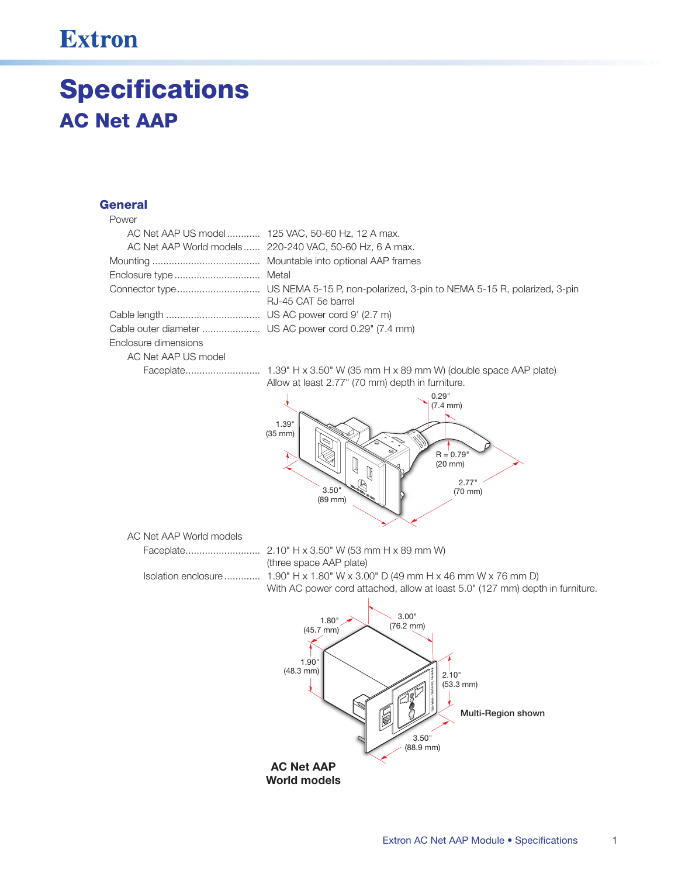# Specifications

## AC Net AAP

### General

Power

- AC Net AAP US model ............ 125 VAC, 50-60 Hz, 12 A max.
- AC Net AAP World models ...... 220-240 VAC, 50-60 Hz, 6 A max.

Mounting ....................................... Mountable into optional AAP frames

Enclosure type ............................... Metal

Connector type .............................. US NEMA 5-15 P, non-polarized, 3-pin to NEMA 5-15 R, polarized, 3-pin
RJ-45 CAT 5e barrel

Cable length .................................. US AC power cord 9' (2.7 m)

Cable outer diameter ..................... US AC power cord 0.29" (7.4 mm)

Enclosure dimensions

AC Net AAP US model

Faceplate........................... 1.39" H x 3.50" W (35 mm H x 89 mm W) (double space AAP plate)
Allow at least 2.77" (70 mm) depth in furniture.

AC Net AAP World models

Faceplate........................... 2.10" H x 3.50" W (53 mm H x 89 mm W)
(three space AAP plate)

Isolation enclosure ............. 1.90" H x 1.80" W x 3.00" D (49 mm H x 46 mm W x 76 mm D)
With AC power cord attached, allow at least 5.0" (127 mm) depth in furniture.

Multi-Region shown

**AC Net AAP World models**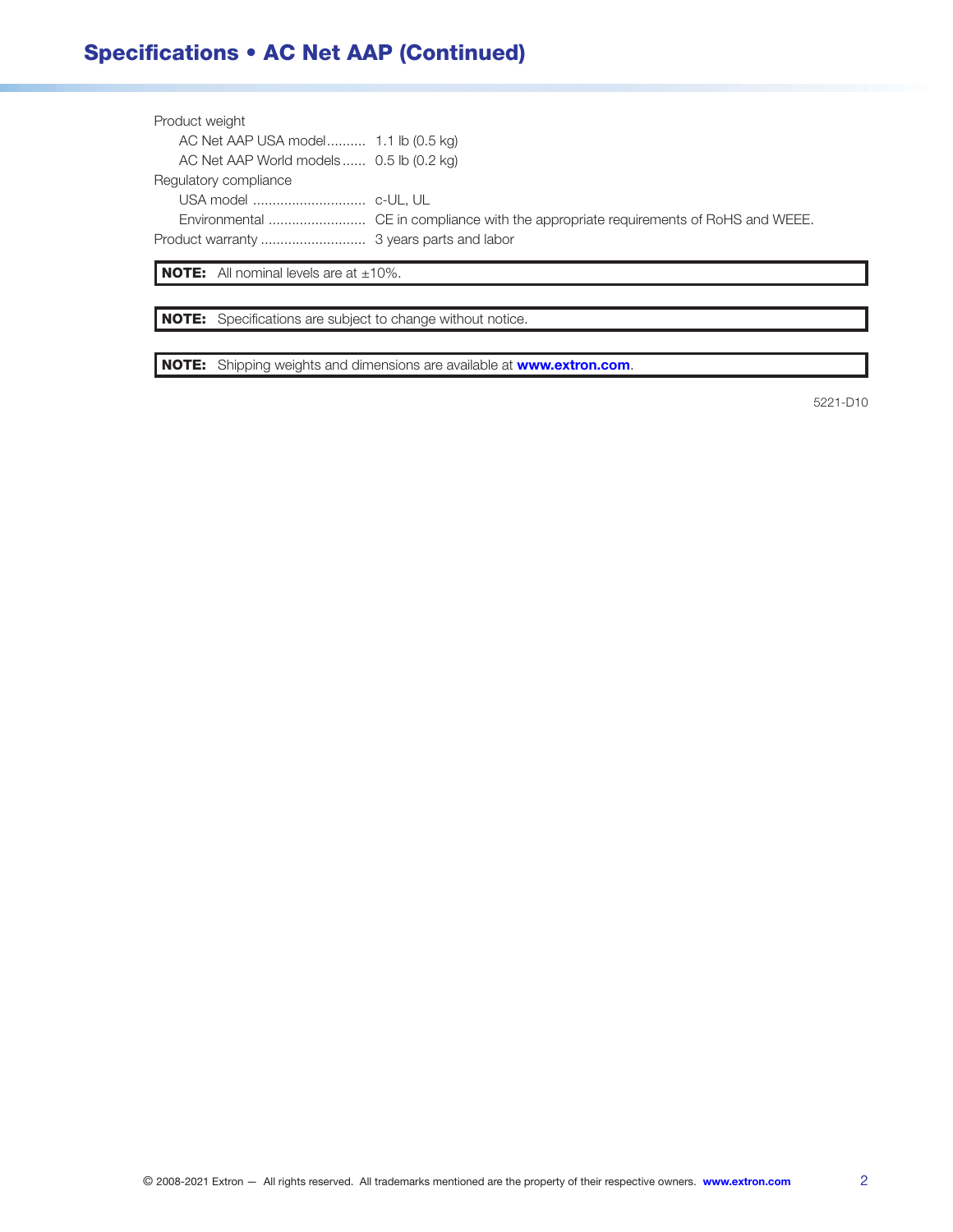## Specifications • AC Net AAP (Continued)

Product weight
- AC Net AAP USA model .......... 1.1 lb (0.5 kg)
- AC Net AAP World models ...... 0.5 lb (0.2 kg)

Regulatory compliance
- USA model ............................. c-UL, UL
- Environmental ......................... CE in compliance with the appropriate requirements of RoHS and WEEE.

Product warranty ........................... 3 years parts and labor

**NOTE:** All nominal levels are at ±10%.

**NOTE:** Specifications are subject to change without notice.

**NOTE:** Shipping weights and dimensions are available at **www.extron.com**.

5221-D10

© 2008-2021 Extron — All rights reserved. All trademarks mentioned are the property of their respective owners. **www.extron.com**